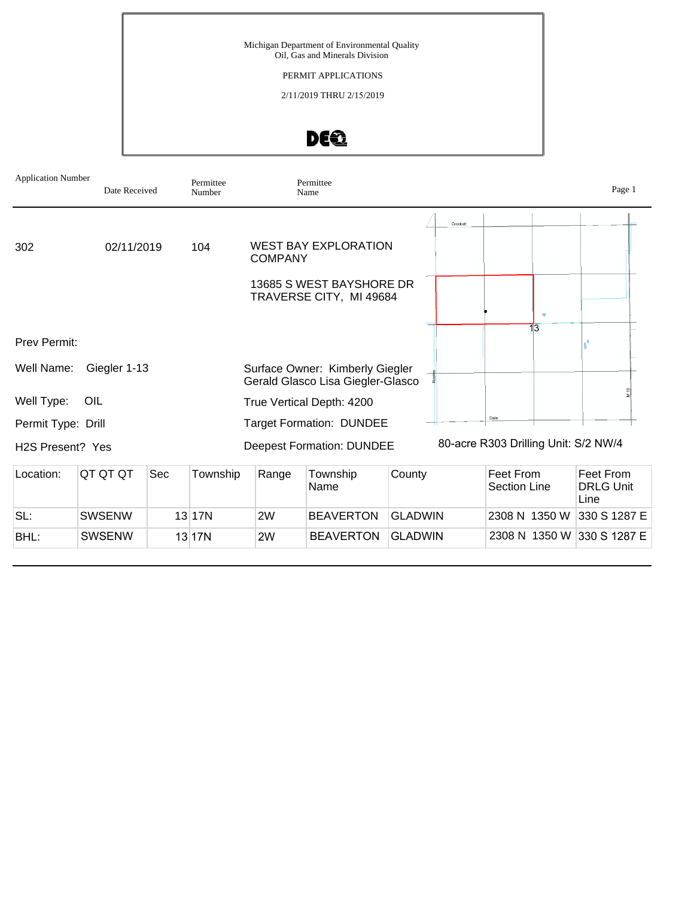Michigan Department of Environmental Quality
Oil, Gas and Minerals Division

PERMIT APPLICATIONS

2/11/2019 THRU 2/15/2019

| Application Number | Date Received | Permittee Number | Permittee Name |
|---|---|---|---|
| 302 | 02/11/2019 | 104 | WEST BAY EXPLORATION COMPANY<br>13685 S WEST BAYSHORE DR<br>TRAVERSE CITY, MI 49684 |

Prev Permit:

Well Name: Giegler 1-13

Surface Owner: Kimberly Giegler Gerald Glasco Lisa Giegler-Glasco

Well Type: OIL

True Vertical Depth: 4200

Permit Type: Drill

Target Formation: DUNDEE

H2S Present? Yes

Deepest Formation: DUNDEE

80-acre R303 Drilling Unit: S/2 NW/4

| Location: | QT QT QT | Sec | Township | Range | Township Name | County | Feet From Section Line | Feet From DRLG Unit Line |
|---|---|---|---|---|---|---|---|---|
| SL: | SWSENW | 13 | 17N | 2W | BEAVERTON | GLADWIN | 2308 N 1350 W | 330 S 1287 E |
| BHL: | SWSENW | 13 | 17N | 2W | BEAVERTON | GLADWIN | 2308 N 1350 W | 330 S 1287 E |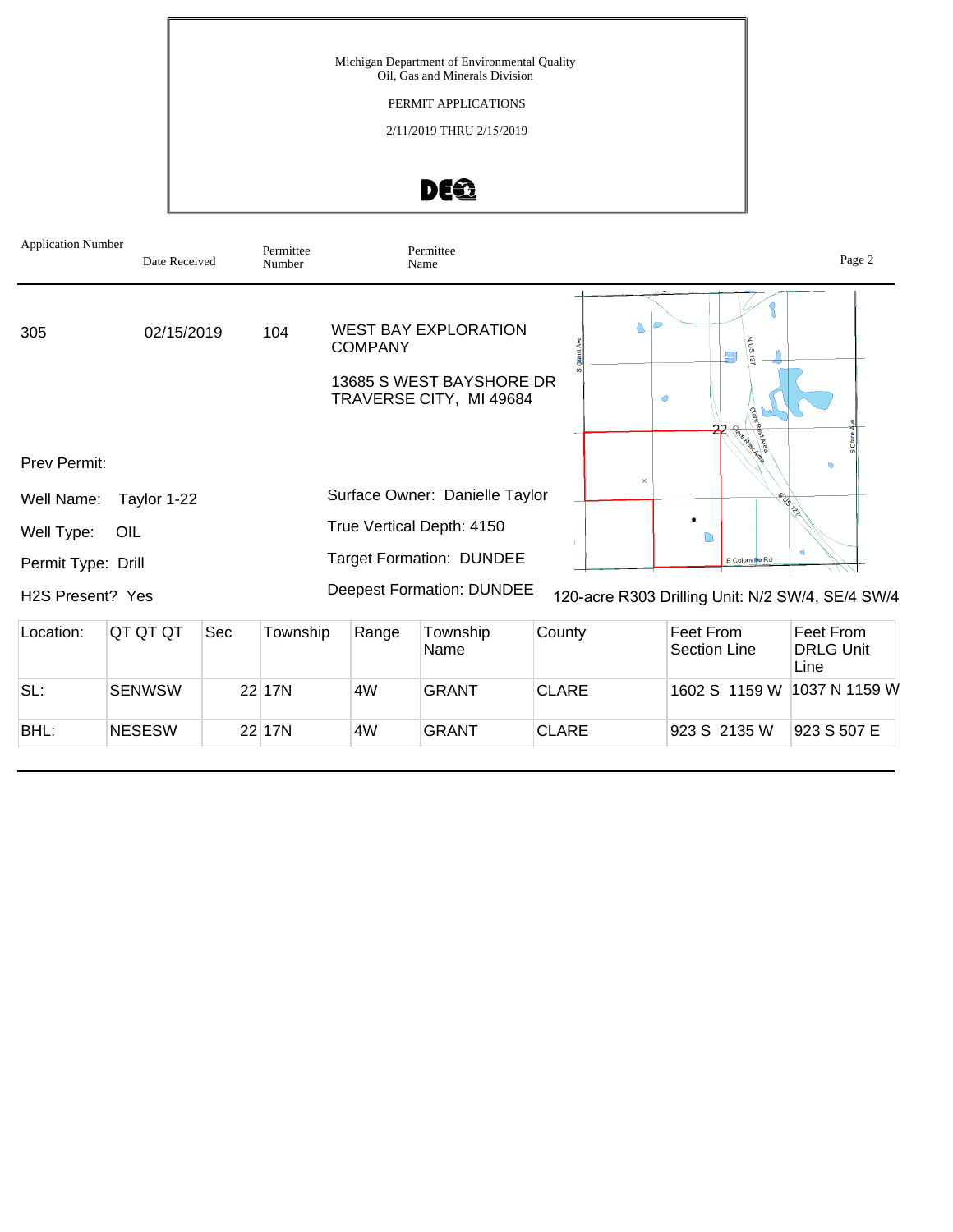Michigan Department of Environmental Quality
Oil, Gas and Minerals Division

PERMIT APPLICATIONS

2/11/2019 THRU 2/15/2019

| Application Number | Date Received | Permittee Number | Permittee Name |
|---|---|---|---|
| 305 | 02/15/2019 | 104 | WEST BAY EXPLORATION COMPANY<br>13685 S WEST BAYSHORE DR<br>TRAVERSE CITY, MI 49684 |

Prev Permit:

Well Name: Taylor 1-22

Well Type: OIL

Permit Type: Drill

H2S Present? Yes

Surface Owner: Danielle Taylor

True Vertical Depth: 4150

Target Formation: DUNDEE

Deepest Formation: DUNDEE

120-acre R303 Drilling Unit: N/2 SW/4, SE/4 SW/4

| Location: | QT QT QT | Sec | Township | Range | Township Name | County | Feet From Section Line | Feet From DRLG Unit Line |
|---|---|---|---|---|---|---|---|---|
| SL: | SENWSW | 22 | 17N | 4W | GRANT | CLARE | 1602 S 1159 W | 1037 N 1159 W |
| BHL: | NESESW | 22 | 17N | 4W | GRANT | CLARE | 923 S 2135 W | 923 S 507 E |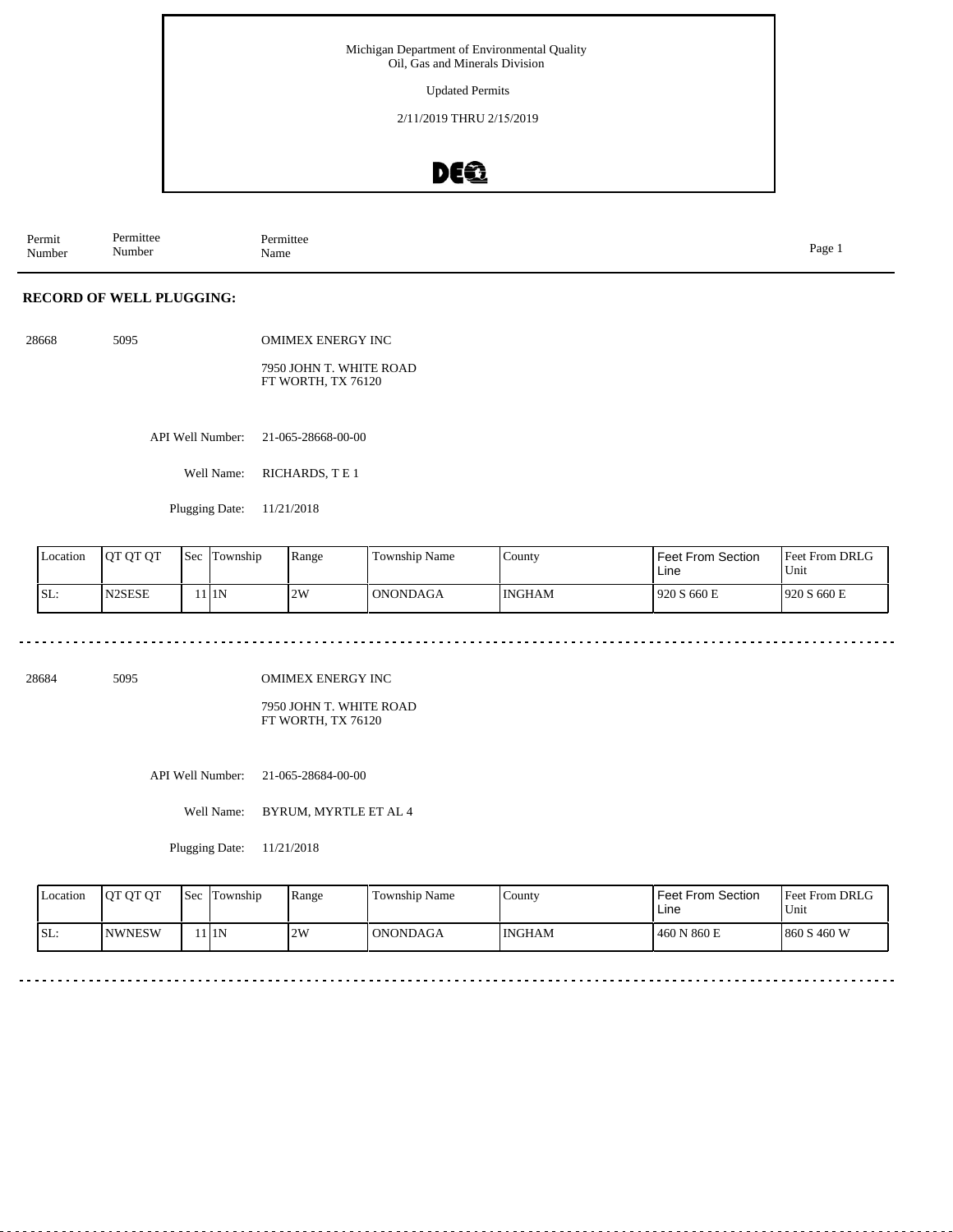Michigan Department of Environmental Quality
Oil, Gas and Minerals Division

Updated Permits

2/11/2019 THRU 2/15/2019

| Permit Number | Permittee Number | Permittee Name |
|---|---|---|

## RECORD OF WELL PLUGGING:

28668 5095 OMIMEX ENERGY INC

7950 JOHN T. WHITE ROAD
FT WORTH, TX 76120

API Well Number: 21-065-28668-00-00

Well Name: RICHARDS, T E 1

Plugging Date: 11/21/2018

| Location | QT QT QT | Sec | Township | Range | Township Name | County | Feet From Section Line | Feet From DRLG Unit |
|---|---|---|---|---|---|---|---|---|
| SL: | N2SESE | 11 | 1N | 2W | ONONDAGA | INGHAM | 920 S 660 E | 920 S 660 E |

28684 5095 OMIMEX ENERGY INC

7950 JOHN T. WHITE ROAD
FT WORTH, TX 76120

API Well Number: 21-065-28684-00-00

Well Name: BYRUM, MYRTLE ET AL 4

Plugging Date: 11/21/2018

| Location | QT QT QT | Sec | Township | Range | Township Name | County | Feet From Section Line | Feet From DRLG Unit |
|---|---|---|---|---|---|---|---|---|
| SL: | NWNESW | 11 | 1N | 2W | ONONDAGA | INGHAM | 460 N 860 E | 860 S 460 W |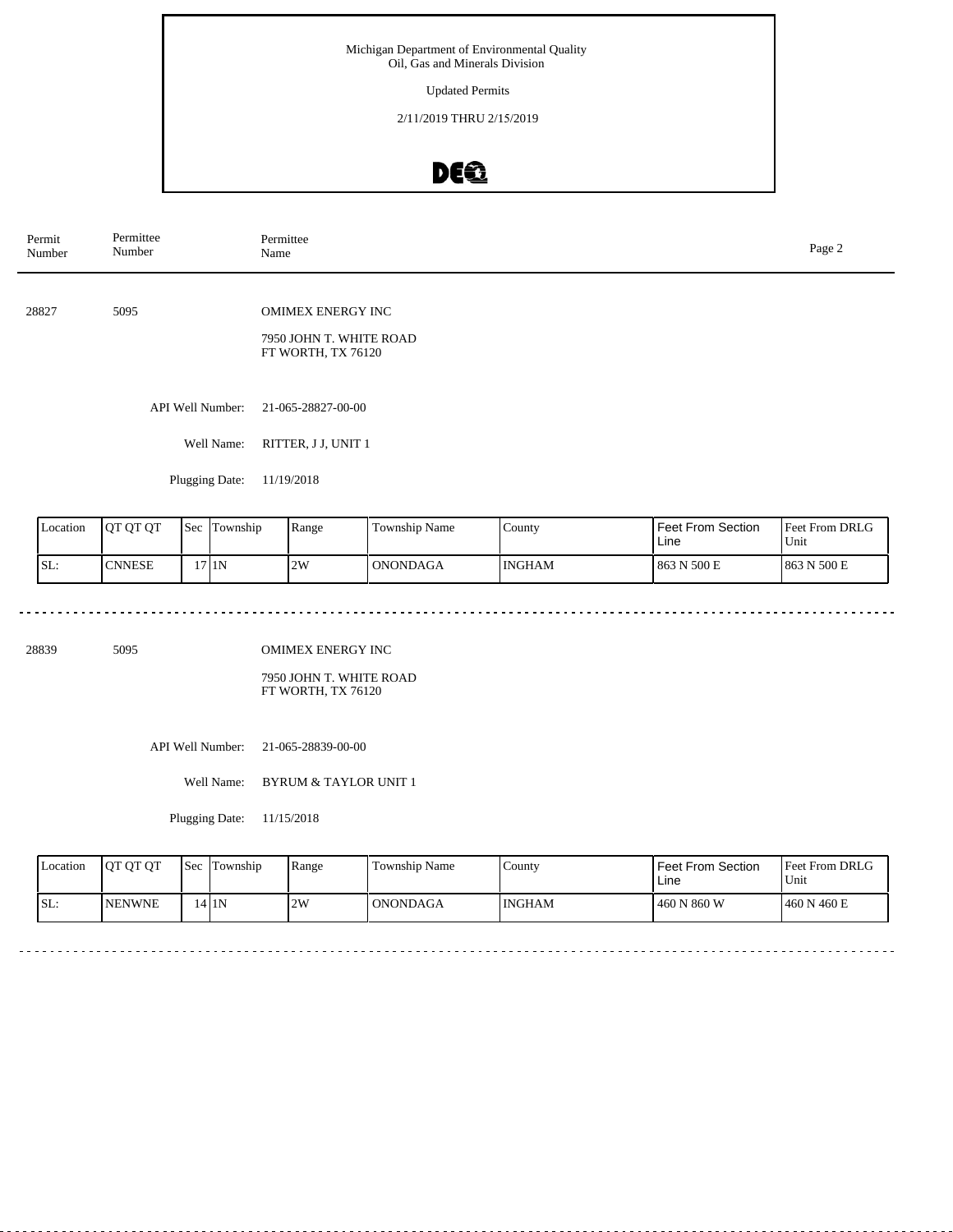Michigan Department of Environmental Quality
Oil, Gas and Minerals Division

Updated Permits

2/11/2019 THRU 2/15/2019

| Permit Number | Permittee Number | Permittee Name |
|---|---|---|

---

**28827** &nbsp;&nbsp; 5095 &nbsp;&nbsp; OMIMEX ENERGY INC

7950 JOHN T. WHITE ROAD
FT WORTH, TX 76120

API Well Number: 21-065-28827-00-00

Well Name: RITTER, J J, UNIT 1

Plugging Date: 11/19/2018

| Location | QT QT QT | Sec | Township | Range | Township Name | County | Feet From Section Line | Feet From DRLG Unit |
|---|---|---|---|---|---|---|---|---|
| SL: | CNNESE | 17 | 1N | 2W | ONONDAGA | INGHAM | 863 N 500 E | 863 N 500 E |

---

**28839** &nbsp;&nbsp; 5095 &nbsp;&nbsp; OMIMEX ENERGY INC

7950 JOHN T. WHITE ROAD
FT WORTH, TX 76120

API Well Number: 21-065-28839-00-00

Well Name: BYRUM & TAYLOR UNIT 1

Plugging Date: 11/15/2018

| Location | QT QT QT | Sec | Township | Range | Township Name | County | Feet From Section Line | Feet From DRLG Unit |
|---|---|---|---|---|---|---|---|---|
| SL: | NENWNE | 14 | 1N | 2W | ONONDAGA | INGHAM | 460 N 860 W | 460 N 460 E |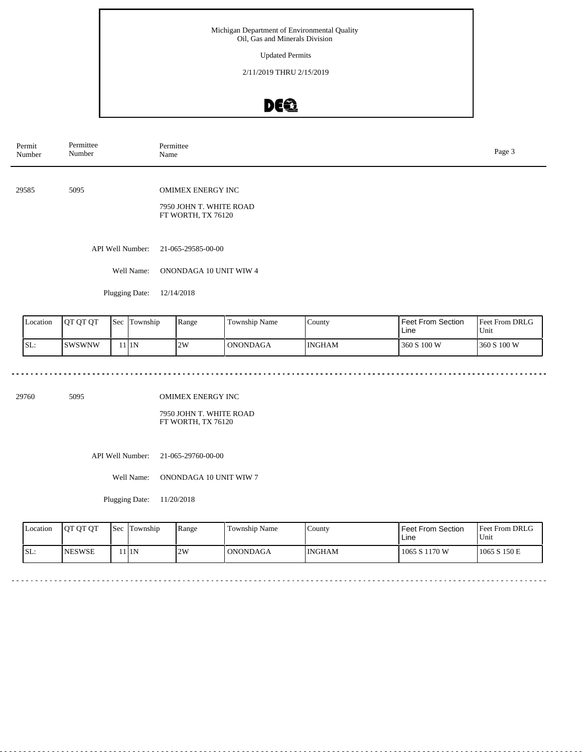Michigan Department of Environmental Quality
Oil, Gas and Minerals Division

Updated Permits

2/11/2019 THRU 2/15/2019

| Permit Number | Permittee Number | Permittee Name |
|---|---|---|

29585 5095 OMIMEX ENERGY INC

7950 JOHN T. WHITE ROAD
FT WORTH, TX 76120

API Well Number: 21-065-29585-00-00

Well Name: ONONDAGA 10 UNIT WIW 4

Plugging Date: 12/14/2018

| Location | QT QT QT | Sec | Township | Range | Township Name | County | Feet From Section Line | Feet From DRLG Unit |
|---|---|---|---|---|---|---|---|---|
| SL: | SWSWNW | 11 | 1N | 2W | ONONDAGA | INGHAM | 360 S 100 W | 360 S 100 W |

---

29760 5095 OMIMEX ENERGY INC

7950 JOHN T. WHITE ROAD
FT WORTH, TX 76120

API Well Number: 21-065-29760-00-00

Well Name: ONONDAGA 10 UNIT WIW 7

Plugging Date: 11/20/2018

| Location | QT QT QT | Sec | Township | Range | Township Name | County | Feet From Section Line | Feet From DRLG Unit |
|---|---|---|---|---|---|---|---|---|
| SL: | NESWSE | 11 | 1N | 2W | ONONDAGA | INGHAM | 1065 S 1170 W | 1065 S 150 E |

---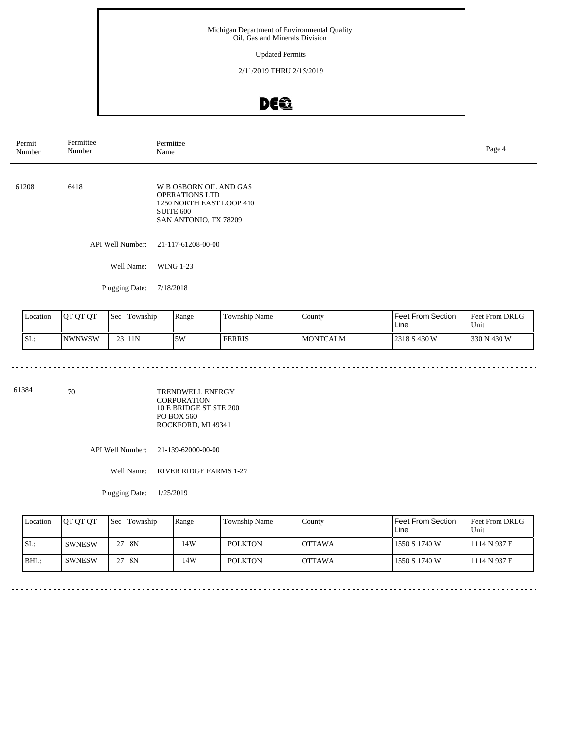Michigan Department of Environmental Quality
Oil, Gas and Minerals Division

Updated Permits

2/11/2019 THRU 2/15/2019

| Permit Number | Permittee Number | Permittee Name |
|---|---|---|

---

**61208** | **6418** | W B OSBORN OIL AND GAS OPERATIONS LTD
1250 NORTH EAST LOOP 410
SUITE 600
SAN ANTONIO, TX 78209

API Well Number: 21-117-61208-00-00

Well Name: WING 1-23

Plugging Date: 7/18/2018

| Location | QT QT QT | Sec | Township | Range | Township Name | County | Feet From Section Line | Feet From DRLG Unit |
|---|---|---|---|---|---|---|---|---|
| SL: | NWNWSW | 23 | 11N | 5W | FERRIS | MONTCALM | 2318 S 430 W | 330 N 430 W |

---

**61384** | **70** | TRENDWELL ENERGY CORPORATION
10 E BRIDGE ST STE 200
PO BOX 560
ROCKFORD, MI 49341

API Well Number: 21-139-62000-00-00

Well Name: RIVER RIDGE FARMS 1-27

Plugging Date: 1/25/2019

| Location | QT QT QT | Sec | Township | Range | Township Name | County | Feet From Section Line | Feet From DRLG Unit |
|---|---|---|---|---|---|---|---|---|
| SL: | SWNESW | 27 | 8N | 14W | POLKTON | OTTAWA | 1550 S 1740 W | 1114 N 937 E |
| BHL: | SWNESW | 27 | 8N | 14W | POLKTON | OTTAWA | 1550 S 1740 W | 1114 N 937 E |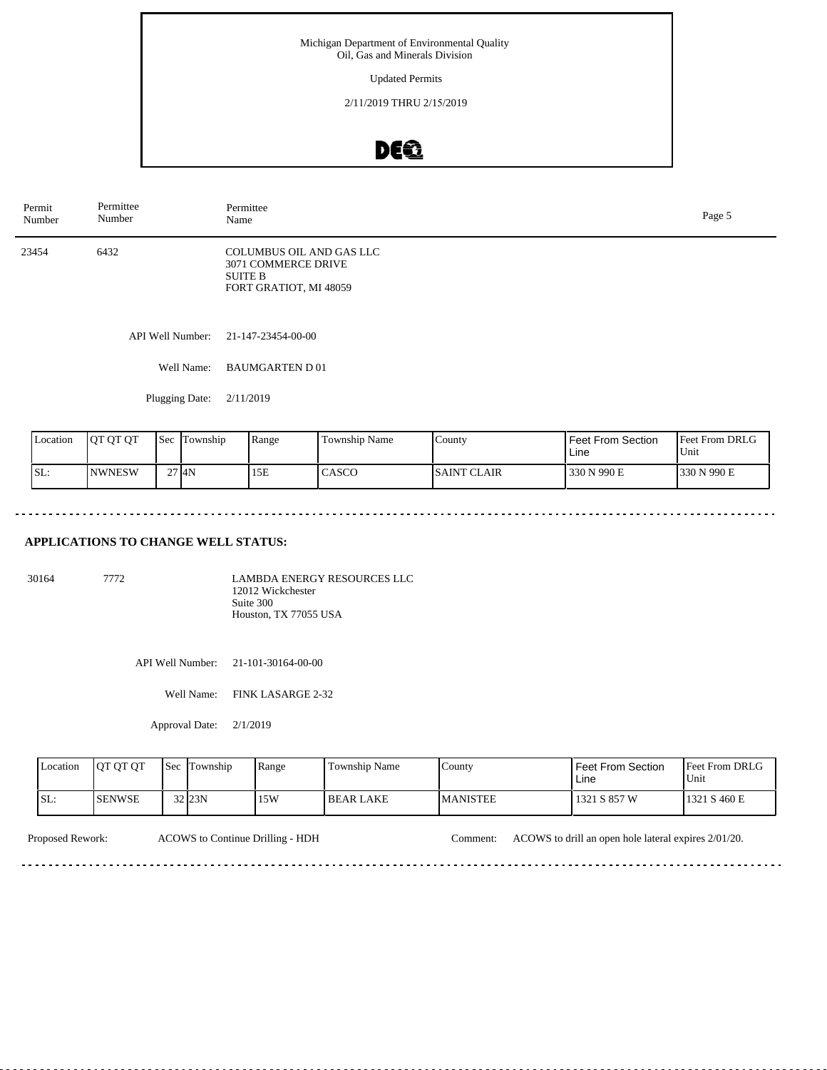Michigan Department of Environmental Quality
Oil, Gas and Minerals Division

Updated Permits

2/11/2019 THRU 2/15/2019

| Permit Number | Permittee Number | Permittee Name |
|---|---|---|
| 23454 | 6432 | COLUMBUS OIL AND GAS LLC<br>3071 COMMERCE DRIVE<br>SUITE B<br>FORT GRATIOT, MI 48059 |

API Well Number: 21-147-23454-00-00

Well Name: BAUMGARTEN D 01

Plugging Date: 2/11/2019

| Location | QT QT QT | Sec | Township | Range | Township Name | County | Feet From Section Line | Feet From DRLG Unit |
|---|---|---|---|---|---|---|---|---|
| SL: | NWNESW | 27 | 4N | 15E | CASCO | SAINT CLAIR | 330 N 990 E | 330 N 990 E |

## APPLICATIONS TO CHANGE WELL STATUS:

| Permit Number | Permittee Number | Permittee Name |
|---|---|---|
| 30164 | 7772 | LAMBDA ENERGY RESOURCES LLC<br>12012 Wickchester<br>Suite 300<br>Houston, TX 77055 USA |

API Well Number: 21-101-30164-00-00

Well Name: FINK LASARGE 2-32

Approval Date: 2/1/2019

| Location | QT QT QT | Sec | Township | Range | Township Name | County | Feet From Section Line | Feet From DRLG Unit |
|---|---|---|---|---|---|---|---|---|
| SL: | SENWSE | 32 | 23N | 15W | BEAR LAKE | MANISTEE | 1321 S 857 W | 1321 S 460 E |

Proposed Rework: ACOWS to Continue Drilling - HDH

Comment: ACOWS to drill an open hole lateral expires 2/01/20.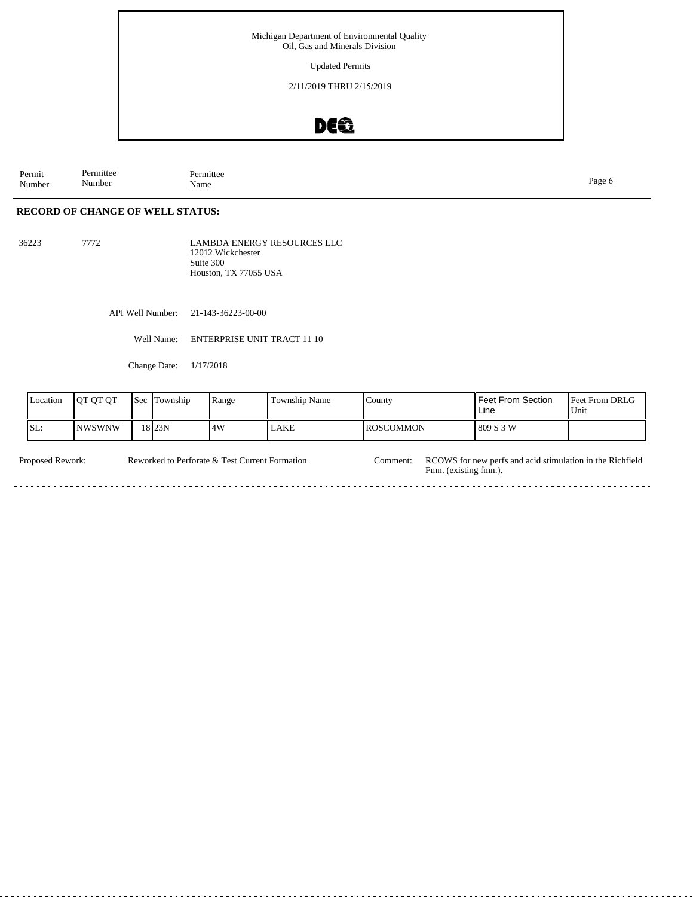Michigan Department of Environmental Quality
Oil, Gas and Minerals Division

Updated Permits

2/11/2019 THRU 2/15/2019

| Permit Number | Permittee Number | Permittee Name |
|---|---|---|

## RECORD OF CHANGE OF WELL STATUS:

36223 7772 LAMBDA ENERGY RESOURCES LLC
12012 Wickchester
Suite 300
Houston, TX 77055 USA

API Well Number: 21-143-36223-00-00

Well Name: ENTERPRISE UNIT TRACT 11 10

Change Date: 1/17/2018

| Location | QT QT QT | Sec | Township | Range | Township Name | County | Feet From Section Line | Feet From DRLG Unit |
|---|---|---|---|---|---|---|---|---|
| SL: | NWSWNW | 18 | 23N | 4W | LAKE | ROSCOMMON | 809 S 3 W | |

Proposed Rework: Reworked to Perforate & Test Current Formation

Comment: RCOWS for new perfs and acid stimulation in the Richfield Fmn. (existing fmn.).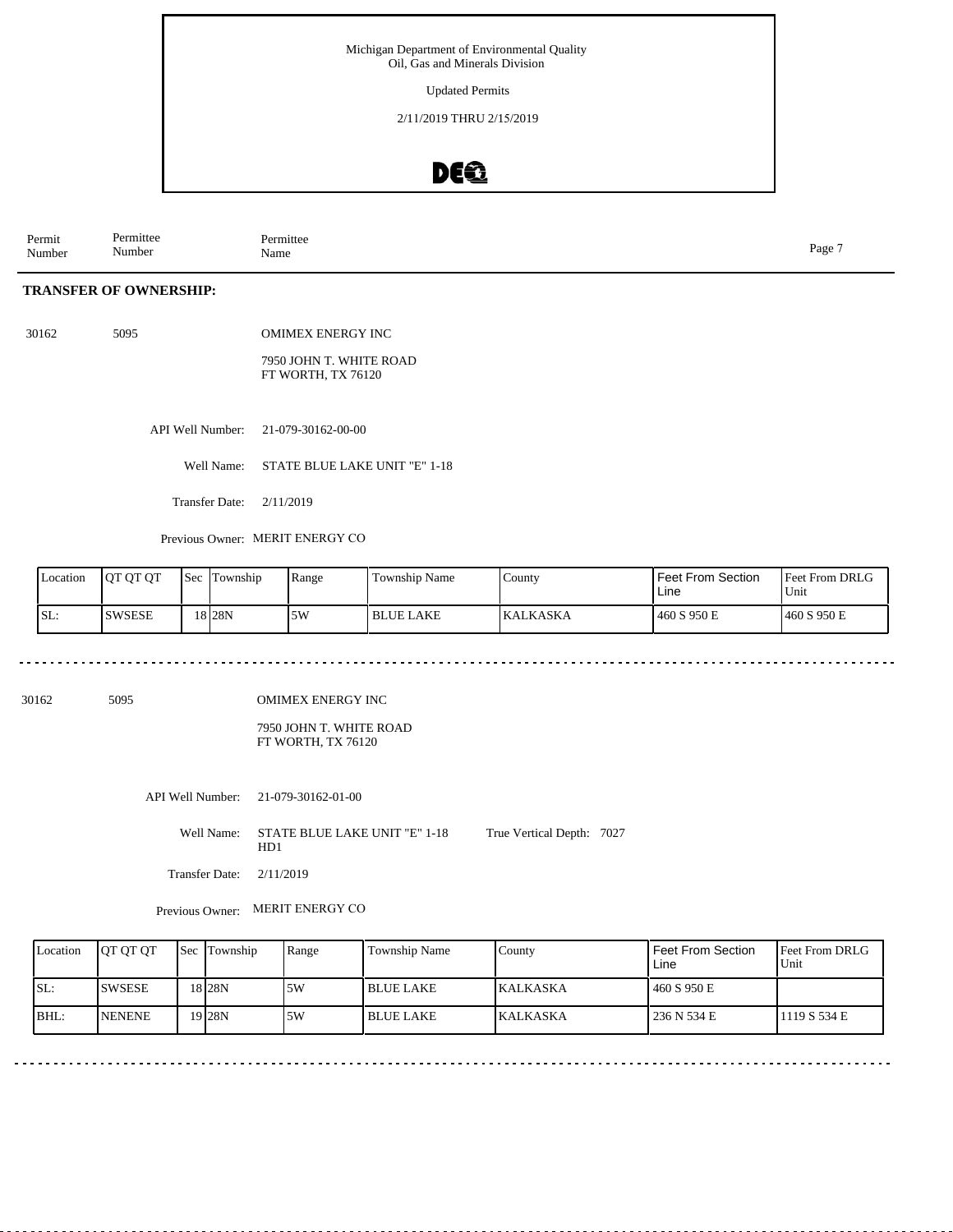Michigan Department of Environmental Quality
Oil, Gas and Minerals Division

Updated Permits

2/11/2019 THRU 2/15/2019

| Permit Number | Permittee Number | Permittee Name |
|---|---|---|

## TRANSFER OF OWNERSHIP:

30162 5095 OMIMEX ENERGY INC

7950 JOHN T. WHITE ROAD
FT WORTH, TX 76120

API Well Number: 21-079-30162-00-00

Well Name: STATE BLUE LAKE UNIT "E" 1-18

Transfer Date: 2/11/2019

Previous Owner: MERIT ENERGY CO

| Location | QT QT QT | Sec | Township | Range | Township Name | County | Feet From Section Line | Feet From DRLG Unit |
|---|---|---|---|---|---|---|---|---|
| SL: | SWSESE | 18 | 28N | 5W | BLUE LAKE | KALKASKA | 460 S 950 E | 460 S 950 E |

---

30162 5095 OMIMEX ENERGY INC

7950 JOHN T. WHITE ROAD
FT WORTH, TX 76120

API Well Number: 21-079-30162-01-00

Well Name: STATE BLUE LAKE UNIT "E" 1-18 HD1

True Vertical Depth: 7027

Transfer Date: 2/11/2019

Previous Owner: MERIT ENERGY CO

| Location | QT QT QT | Sec | Township | Range | Township Name | County | Feet From Section Line | Feet From DRLG Unit |
|---|---|---|---|---|---|---|---|---|
| SL: | SWSESE | 18 | 28N | 5W | BLUE LAKE | KALKASKA | 460 S 950 E | |
| BHL: | NENENE | 19 | 28N | 5W | BLUE LAKE | KALKASKA | 236 N 534 E | 1119 S 534 E |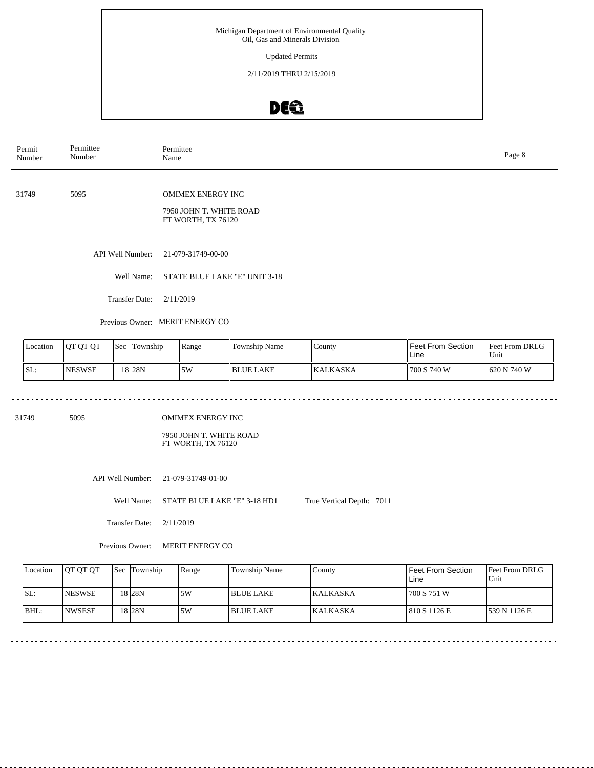Michigan Department of Environmental Quality
Oil, Gas and Minerals Division

Updated Permits

2/11/2019 THRU 2/15/2019

| Permit Number | Permittee Number | Permittee Name |
|---|---|---|

31749 5095 OMIMEX ENERGY INC

7950 JOHN T. WHITE ROAD
FT WORTH, TX 76120

API Well Number: 21-079-31749-00-00

Well Name: STATE BLUE LAKE "E" UNIT 3-18

Transfer Date: 2/11/2019

Previous Owner: MERIT ENERGY CO

| Location | QT QT QT | Sec | Township | Range | Township Name | County | Feet From Section Line | Feet From DRLG Unit |
|---|---|---|---|---|---|---|---|---|
| SL: | NESWSE | 18 | 28N | 5W | BLUE LAKE | KALKASKA | 700 S 740 W | 620 N 740 W |

---

31749 5095 OMIMEX ENERGY INC

7950 JOHN T. WHITE ROAD
FT WORTH, TX 76120

API Well Number: 21-079-31749-01-00

Well Name: STATE BLUE LAKE "E" 3-18 HD1 True Vertical Depth: 7011

Transfer Date: 2/11/2019

Previous Owner: MERIT ENERGY CO

| Location | QT QT QT | Sec | Township | Range | Township Name | County | Feet From Section Line | Feet From DRLG Unit |
|---|---|---|---|---|---|---|---|---|
| SL: | NESWSE | 18 | 28N | 5W | BLUE LAKE | KALKASKA | 700 S 751 W | |
| BHL: | NWSESE | 18 | 28N | 5W | BLUE LAKE | KALKASKA | 810 S 1126 E | 539 N 1126 E |